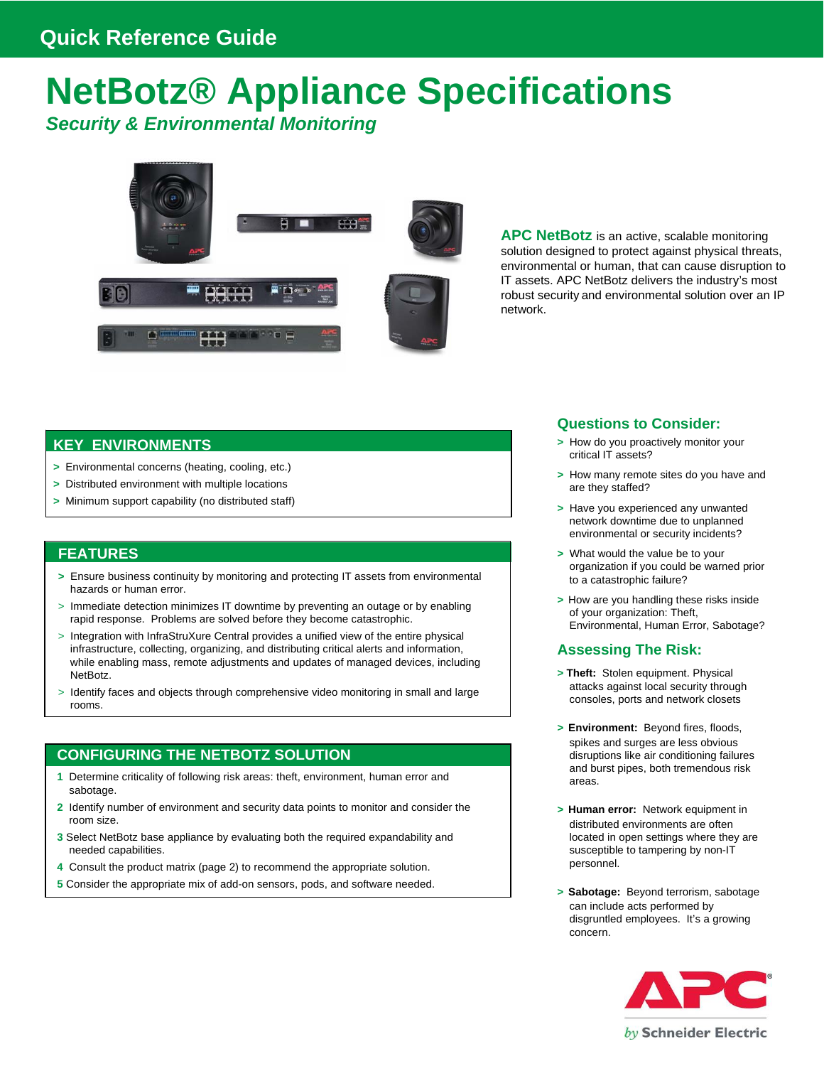Quick Reference Guide

# NetBotz® Appliance Specifications

## *Security & Environmental Monitoring*

**APC NetBotz** is an active, scalable monitoring solution designed to protect against physical threats, environmental or human, that can cause disruption to IT assets. APC NetBotz delivers the industry's most robust security and environmental solution over an IP network.

## KEY ENVIRONMENTS

> Environmental concerns (heating, cooling, etc.)
> Distributed environment with multiple locations
> Minimum support capability (no distributed staff)

## FEATURES

> Ensure business continuity by monitoring and protecting IT assets from environmental hazards or human error.
> Immediate detection minimizes IT downtime by preventing an outage or by enabling rapid response. Problems are solved before they become catastrophic.
> Integration with InfraStruXure Central provides a unified view of the entire physical infrastructure, collecting, organizing, and distributing critical alerts and information, while enabling mass, remote adjustments and updates of managed devices, including NetBotz.
> Identify faces and objects through comprehensive video monitoring in small and large rooms.

## CONFIGURING THE NETBOTZ SOLUTION

1. Determine criticality of following risk areas: theft, environment, human error and sabotage.
2. Identify number of environment and security data points to monitor and consider the room size.
3. Select NetBotz base appliance by evaluating both the required expandability and needed capabilities.
4. Consult the product matrix (page 2) to recommend the appropriate solution.
5. Consider the appropriate mix of add-on sensors, pods, and software needed.

## Questions to Consider:

> How do you proactively monitor your critical IT assets?
> How many remote sites do you have and are they staffed?
> Have you experienced any unwanted network downtime due to unplanned environmental or security incidents?
> What would the value be to your organization if you could be warned prior to a catastrophic failure?
> How are you handling these risks inside of your organization: Theft, Environmental, Human Error, Sabotage?

## Assessing The Risk:

> **Theft:** Stolen equipment. Physical attacks against local security through consoles, ports and network closets

> **Environment:** Beyond fires, floods, spikes and surges are less obvious disruptions like air conditioning failures and burst pipes, both tremendous risk areas.

> **Human error:** Network equipment in distributed environments are often located in open settings where they are susceptible to tampering by non-IT personnel.

> **Sabotage:** Beyond terrorism, sabotage can include acts performed by disgruntled employees. It's a growing concern.

APC® *by* Schneider Electric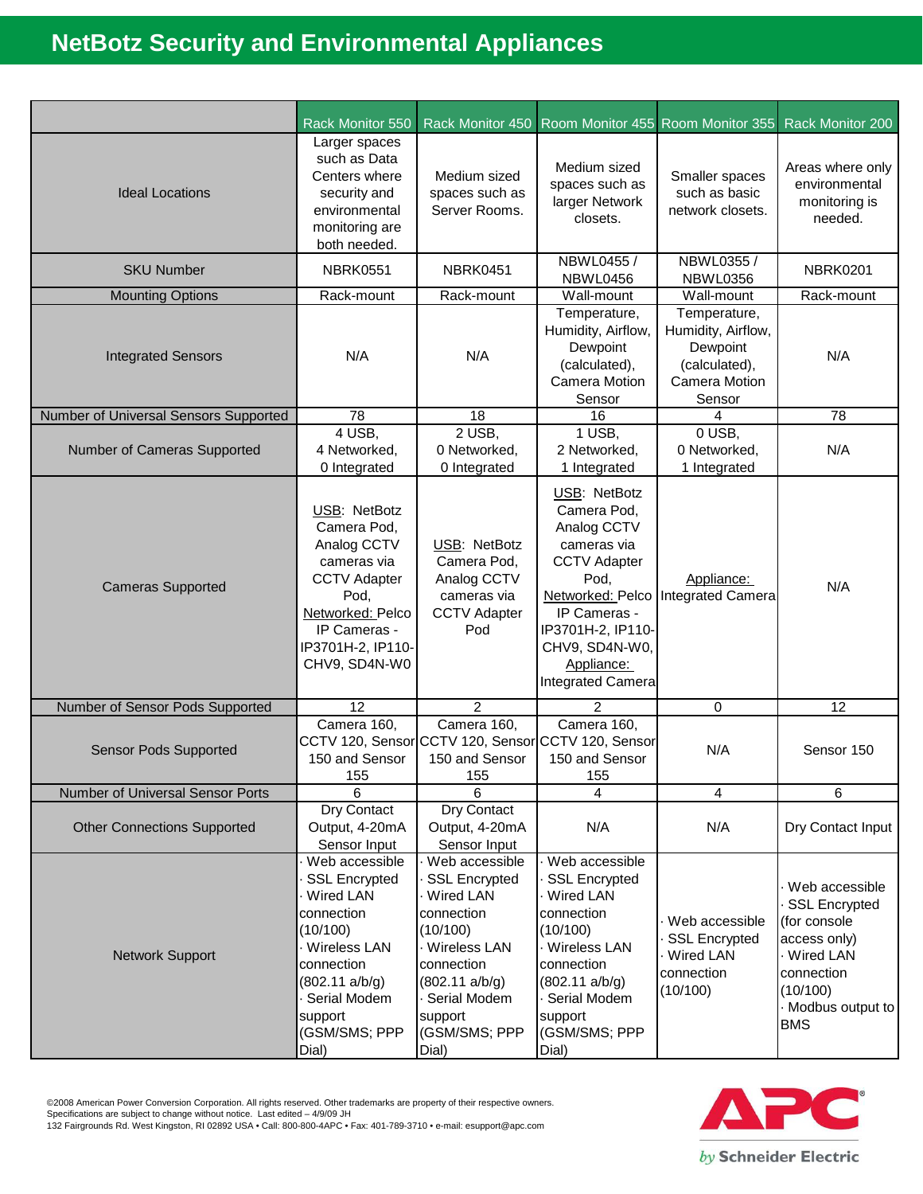# NetBotz Security and Environmental Appliances

| | Rack Monitor 550 | Rack Monitor 450 | Room Monitor 455 | Room Monitor 355 | Rack Monitor 200 |
|---|---|---|---|---|---|
| Ideal Locations | Larger spaces such as Data Centers where security and environmental monitoring are both needed. | Medium sized spaces such as Server Rooms. | Medium sized spaces such as larger Network closets. | Smaller spaces such as basic network closets. | Areas where only environmental monitoring is needed. |
| SKU Number | NBRK0551 | NBRK0451 | NBWL0455 / NBWL0456 | NBWL0355 / NBWL0356 | NBRK0201 |
| Mounting Options | Rack-mount | Rack-mount | Wall-mount | Wall-mount | Rack-mount |
| Integrated Sensors | N/A | N/A | Temperature, Humidity, Airflow, Dewpoint (calculated), Camera Motion Sensor | Temperature, Humidity, Airflow, Dewpoint (calculated), Camera Motion Sensor | N/A |
| Number of Universal Sensors Supported | 78 | 18 | 16 | 4 | 78 |
| Number of Cameras Supported | 4 USB, 4 Networked, 0 Integrated | 2 USB, 0 Networked, 0 Integrated | 1 USB, 2 Networked, 1 Integrated | 0 USB, 0 Networked, 1 Integrated | N/A |
| Cameras Supported | USB: NetBotz Camera Pod, Analog CCTV cameras via CCTV Adapter Pod, Networked: Pelco IP Cameras - IP3701H-2, IP110-CHV9, SD4N-W0 | USB: NetBotz Camera Pod, Analog CCTV cameras via CCTV Adapter Pod | USB: NetBotz Camera Pod, Analog CCTV cameras via CCTV Adapter Pod, Networked: Pelco IP Cameras - IP3701H-2, IP110-CHV9, SD4N-W0, Appliance: Integrated Camera | Appliance: Integrated Camera | N/A |
| Number of Sensor Pods Supported | 12 | 2 | 2 | 0 | 12 |
| Sensor Pods Supported | Camera 160, CCTV 120, Sensor 150 and Sensor 155 | Camera 160, CCTV 120, Sensor 150 and Sensor 155 | Camera 160, CCTV 120, Sensor 150 and Sensor 155 | N/A | Sensor 150 |
| Number of Universal Sensor Ports | 6 | 6 | 4 | 4 | 6 |
| Other Connections Supported | Dry Contact Output, 4-20mA Sensor Input | Dry Contact Output, 4-20mA Sensor Input | N/A | N/A | Dry Contact Input |
| Network Support | · Web accessible<br>· SSL Encrypted<br>· Wired LAN connection (10/100)<br>· Wireless LAN connection (802.11 a/b/g)<br>· Serial Modem support (GSM/SMS; PPP Dial) | · Web accessible<br>· SSL Encrypted<br>· Wired LAN connection (10/100)<br>· Wireless LAN connection (802.11 a/b/g)<br>· Serial Modem support (GSM/SMS; PPP Dial) | · Web accessible<br>· SSL Encrypted<br>· Wired LAN connection (10/100)<br>· Wireless LAN connection (802.11 a/b/g)<br>· Serial Modem support (GSM/SMS; PPP Dial) | · Web accessible<br>· SSL Encrypted<br>· Wired LAN connection (10/100) | · Web accessible<br>· SSL Encrypted (for console access only)<br>· Wired LAN connection (10/100)<br>· Modbus output to BMS |

©2008 American Power Conversion Corporation. All rights reserved. Other trademarks are property of their respective owners.
Specifications are subject to change without notice. Last edited – 4/9/09 JH
132 Fairgrounds Rd. West Kingston, RI 02892 USA • Call: 800-800-4APC • Fax: 401-789-3710 • e-mail: esupport@apc.com

APC by Schneider Electric